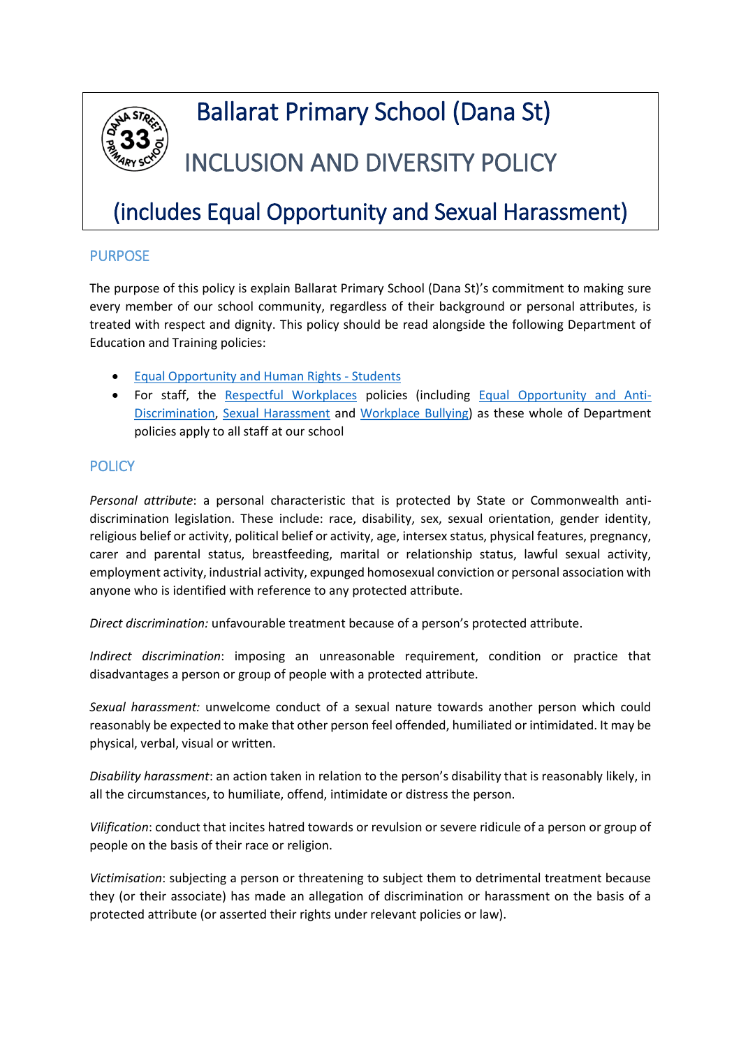# Ballarat Primary School (Dana St)

# INCLUSION AND DIVERSITY POLICY

# (includes Equal Opportunity and Sexual Harassment)

## PURPOSE

The purpose of this policy is explain Ballarat Primary School (Dana St)'s commitment to making sure every member of our school community, regardless of their background or personal attributes, is treated with respect and dignity. This policy should be read alongside the following Department of Education and Training policies:

- Equal Opportunity and Human Rights - Students
- For staff, the Respectful Workplaces policies (including Equal Opportunity and Anti-Discrimination, Sexual Harassment and Workplace Bullying) as these whole of Department policies apply to all staff at our school

## POLICY

*Personal attribute*: a personal characteristic that is protected by State or Commonwealth anti-discrimination legislation. These include: race, disability, sex, sexual orientation, gender identity, religious belief or activity, political belief or activity, age, intersex status, physical features, pregnancy, carer and parental status, breastfeeding, marital or relationship status, lawful sexual activity, employment activity, industrial activity, expunged homosexual conviction or personal association with anyone who is identified with reference to any protected attribute.

*Direct discrimination:* unfavourable treatment because of a person's protected attribute.

*Indirect discrimination*: imposing an unreasonable requirement, condition or practice that disadvantages a person or group of people with a protected attribute.

*Sexual harassment:* unwelcome conduct of a sexual nature towards another person which could reasonably be expected to make that other person feel offended, humiliated or intimidated. It may be physical, verbal, visual or written.

*Disability harassment*: an action taken in relation to the person's disability that is reasonably likely, in all the circumstances, to humiliate, offend, intimidate or distress the person.

*Vilification*: conduct that incites hatred towards or revulsion or severe ridicule of a person or group of people on the basis of their race or religion.

*Victimisation*: subjecting a person or threatening to subject them to detrimental treatment because they (or their associate) has made an allegation of discrimination or harassment on the basis of a protected attribute (or asserted their rights under relevant policies or law).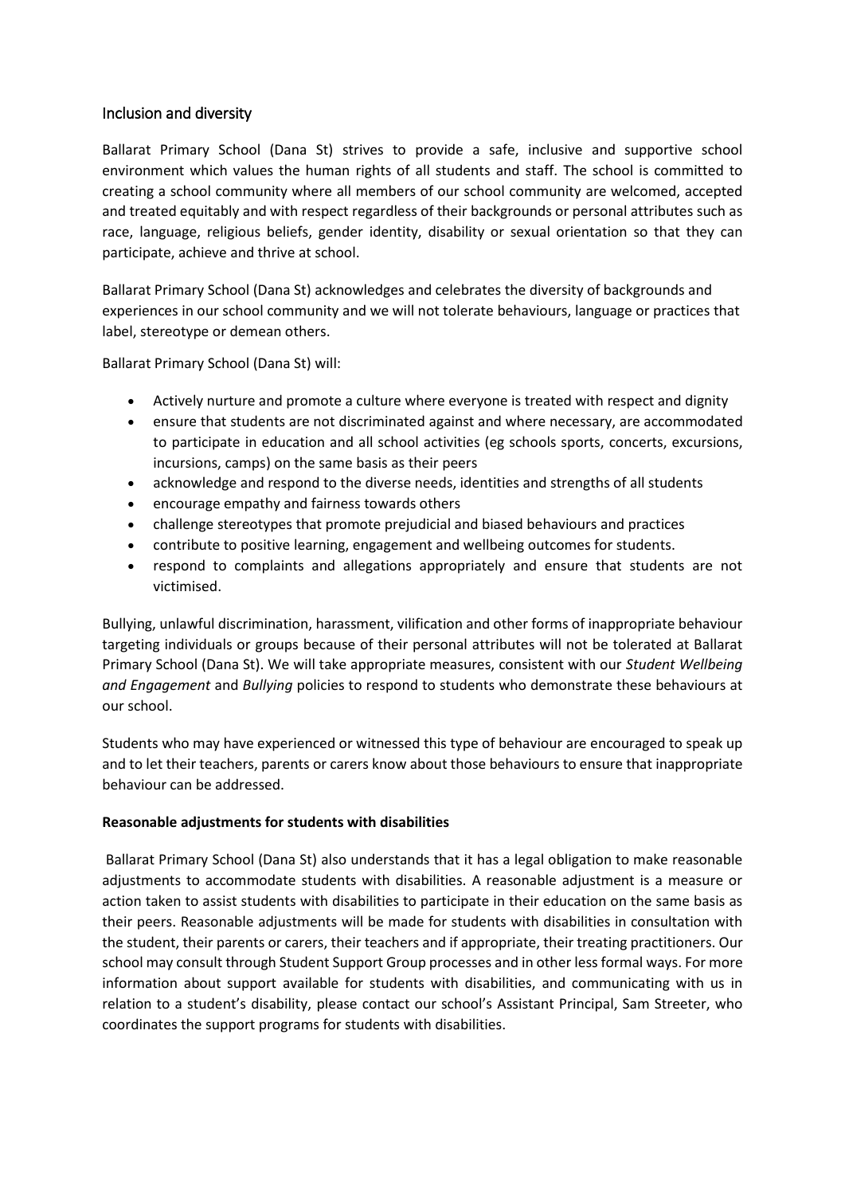## Inclusion and diversity

Ballarat Primary School (Dana St) strives to provide a safe, inclusive and supportive school environment which values the human rights of all students and staff. The school is committed to creating a school community where all members of our school community are welcomed, accepted and treated equitably and with respect regardless of their backgrounds or personal attributes such as race, language, religious beliefs, gender identity, disability or sexual orientation so that they can participate, achieve and thrive at school.

Ballarat Primary School (Dana St) acknowledges and celebrates the diversity of backgrounds and experiences in our school community and we will not tolerate behaviours, language or practices that label, stereotype or demean others.

Ballarat Primary School (Dana St) will:

- Actively nurture and promote a culture where everyone is treated with respect and dignity
- ensure that students are not discriminated against and where necessary, are accommodated to participate in education and all school activities (eg schools sports, concerts, excursions, incursions, camps) on the same basis as their peers
- acknowledge and respond to the diverse needs, identities and strengths of all students
- encourage empathy and fairness towards others
- challenge stereotypes that promote prejudicial and biased behaviours and practices
- contribute to positive learning, engagement and wellbeing outcomes for students.
- respond to complaints and allegations appropriately and ensure that students are not victimised.

Bullying, unlawful discrimination, harassment, vilification and other forms of inappropriate behaviour targeting individuals or groups because of their personal attributes will not be tolerated at Ballarat Primary School (Dana St). We will take appropriate measures, consistent with our *Student Wellbeing and Engagement* and *Bullying* policies to respond to students who demonstrate these behaviours at our school.

Students who may have experienced or witnessed this type of behaviour are encouraged to speak up and to let their teachers, parents or carers know about those behaviours to ensure that inappropriate behaviour can be addressed.

**Reasonable adjustments for students with disabilities**

Ballarat Primary School (Dana St) also understands that it has a legal obligation to make reasonable adjustments to accommodate students with disabilities. A reasonable adjustment is a measure or action taken to assist students with disabilities to participate in their education on the same basis as their peers. Reasonable adjustments will be made for students with disabilities in consultation with the student, their parents or carers, their teachers and if appropriate, their treating practitioners. Our school may consult through Student Support Group processes and in other less formal ways. For more information about support available for students with disabilities, and communicating with us in relation to a student's disability, please contact our school's Assistant Principal, Sam Streeter, who coordinates the support programs for students with disabilities.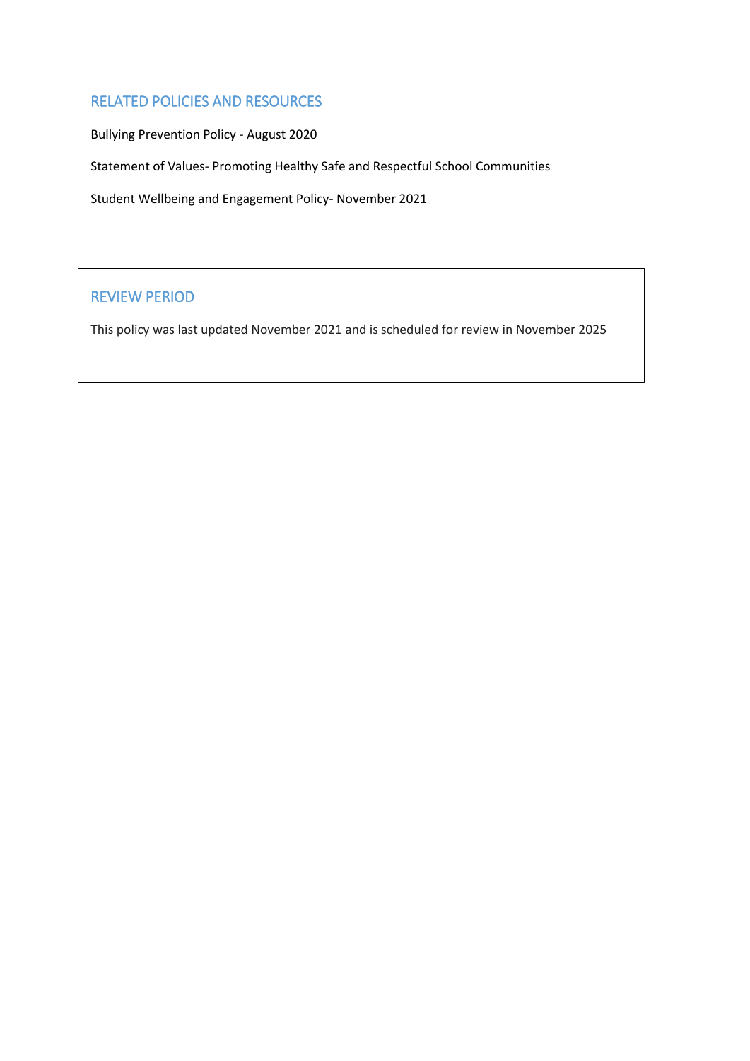## RELATED POLICIES AND RESOURCES

Bullying Prevention Policy - August 2020

Statement of Values- Promoting Healthy Safe and Respectful School Communities

Student Wellbeing and Engagement Policy- November 2021

## REVIEW PERIOD

This policy was last updated November 2021 and is scheduled for review in November 2025